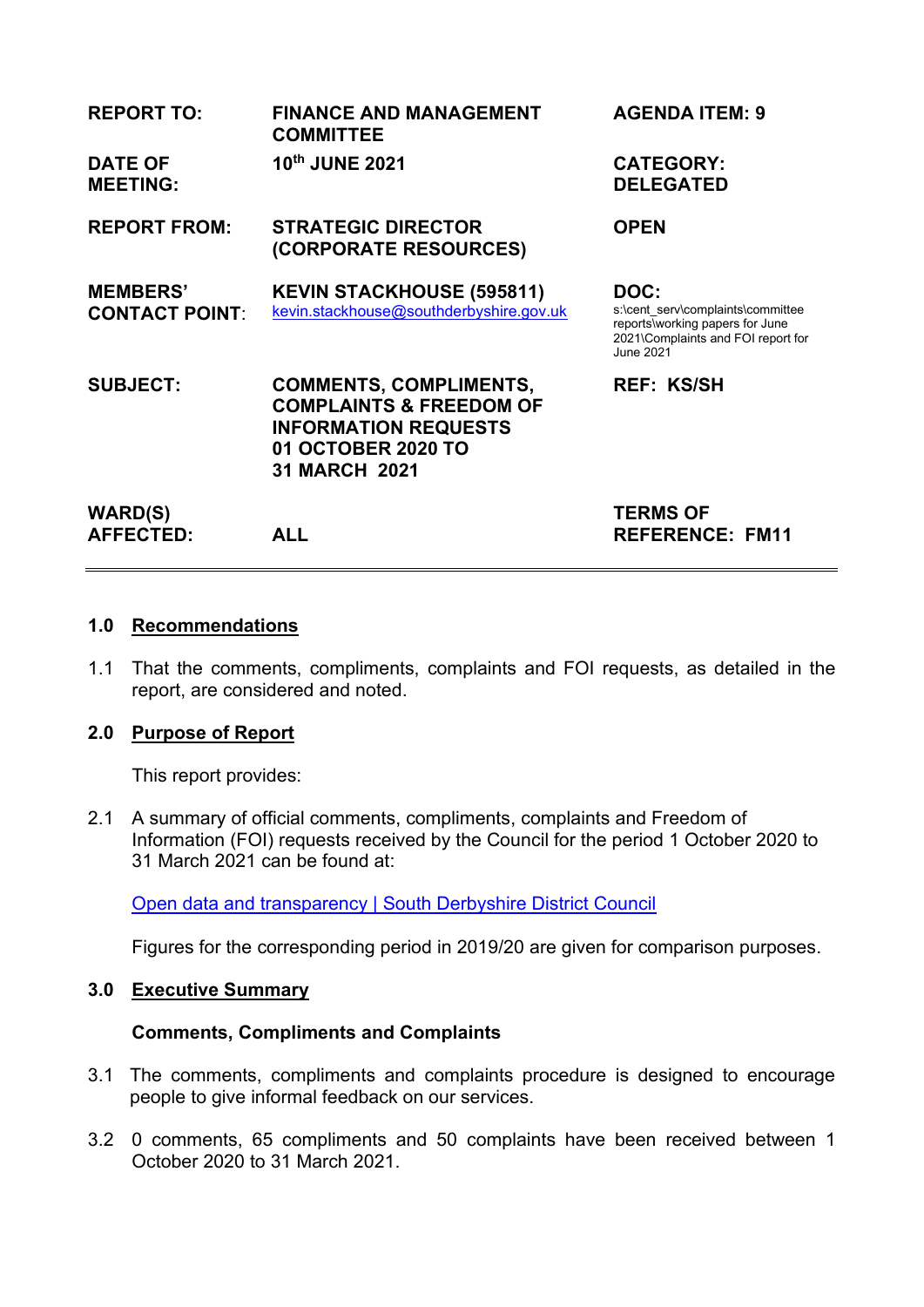| | | |
|---|---|---|
| **REPORT TO:** | **FINANCE AND MANAGEMENT COMMITTEE** | **AGENDA ITEM: 9** |
| **DATE OF MEETING:** | **10th JUNE 2021** | **CATEGORY: DELEGATED** |
| **REPORT FROM:** | **STRATEGIC DIRECTOR (CORPORATE RESOURCES)** | **OPEN** |
| **MEMBERS' CONTACT POINT:** | **KEVIN STACKHOUSE (595811)** kevin.stackhouse@southderbyshire.gov.uk | **DOC:** s:\cent_serv\complaints\committee reports\working papers for June 2021\Complaints and FOI report for June 2021 |
| **SUBJECT:** | **COMMENTS, COMPLIMENTS, COMPLAINTS & FREEDOM OF INFORMATION REQUESTS 01 OCTOBER 2020 TO 31 MARCH 2021** | **REF: KS/SH** |
| **WARD(S) AFFECTED:** | **ALL** | **TERMS OF REFERENCE: FM11** |

## 1.0 Recommendations

1.1 That the comments, compliments, complaints and FOI requests, as detailed in the report, are considered and noted.

## 2.0 Purpose of Report

This report provides:

2.1 A summary of official comments, compliments, complaints and Freedom of Information (FOI) requests received by the Council for the period 1 October 2020 to 31 March 2021 can be found at:

[Open data and transparency | South Derbyshire District Council]

Figures for the corresponding period in 2019/20 are given for comparison purposes.

## 3.0 Executive Summary

**Comments, Compliments and Complaints**

3.1 The comments, compliments and complaints procedure is designed to encourage people to give informal feedback on our services.

3.2 0 comments, 65 compliments and 50 complaints have been received between 1 October 2020 to 31 March 2021.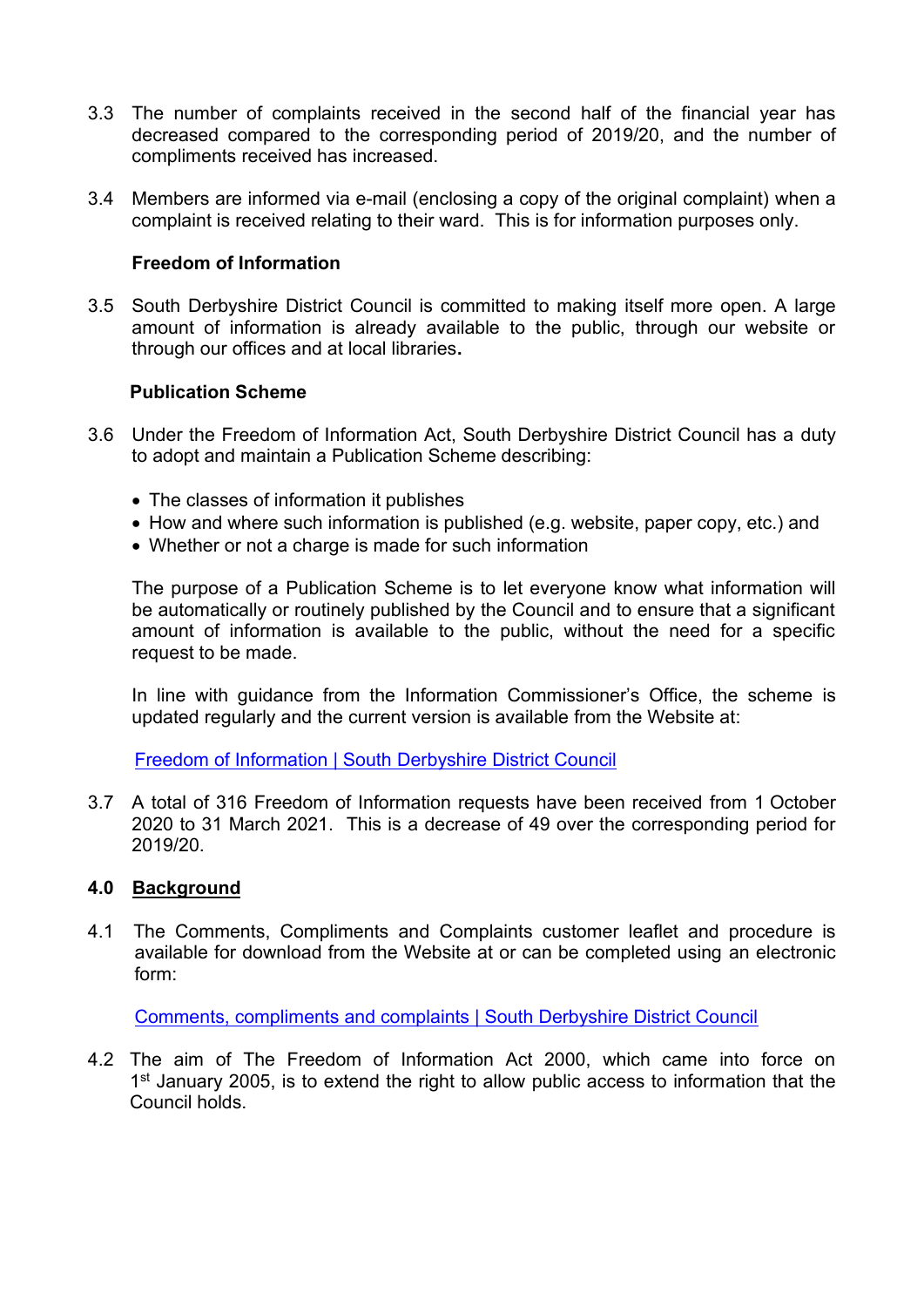3.3 The number of complaints received in the second half of the financial year has decreased compared to the corresponding period of 2019/20, and the number of compliments received has increased.

3.4 Members are informed via e-mail (enclosing a copy of the original complaint) when a complaint is received relating to their ward. This is for information purposes only.

**Freedom of Information**

3.5 South Derbyshire District Council is committed to making itself more open. A large amount of information is already available to the public, through our website or through our offices and at local libraries**.**

**Publication Scheme**

3.6 Under the Freedom of Information Act, South Derbyshire District Council has a duty to adopt and maintain a Publication Scheme describing:

- The classes of information it publishes
- How and where such information is published (e.g. website, paper copy, etc.) and
- Whether or not a charge is made for such information

The purpose of a Publication Scheme is to let everyone know what information will be automatically or routinely published by the Council and to ensure that a significant amount of information is available to the public, without the need for a specific request to be made.

In line with guidance from the Information Commissioner's Office, the scheme is updated regularly and the current version is available from the Website at:

Freedom of Information | South Derbyshire District Council

3.7 A total of 316 Freedom of Information requests have been received from 1 October 2020 to 31 March 2021. This is a decrease of 49 over the corresponding period for 2019/20.

## 4.0 Background

4.1 The Comments, Compliments and Complaints customer leaflet and procedure is available for download from the Website at or can be completed using an electronic form:

Comments, compliments and complaints | South Derbyshire District Council

4.2 The aim of The Freedom of Information Act 2000, which came into force on 1st January 2005, is to extend the right to allow public access to information that the Council holds.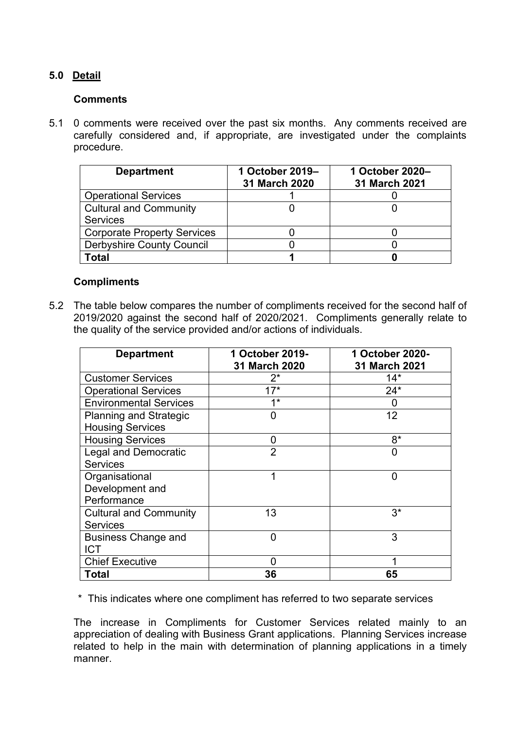## 5.0 Detail

### Comments

5.1 0 comments were received over the past six months. Any comments received are carefully considered and, if appropriate, are investigated under the complaints procedure.

| Department | 1 October 2019–31 March 2020 | 1 October 2020–31 March 2021 |
|---|---|---|
| Operational Services | 1 | 0 |
| Cultural and Community Services | 0 | 0 |
| Corporate Property Services | 0 | 0 |
| Derbyshire County Council | 0 | 0 |
| **Total** | **1** | **0** |

### Compliments

5.2 The table below compares the number of compliments received for the second half of 2019/2020 against the second half of 2020/2021. Compliments generally relate to the quality of the service provided and/or actions of individuals.

| Department | 1 October 2019-31 March 2020 | 1 October 2020-31 March 2021 |
|---|---|---|
| Customer Services | 2* | 14* |
| Operational Services | 17* | 24* |
| Environmental Services | 1* | 0 |
| Planning and Strategic Housing Services | 0 | 12 |
| Housing Services | 0 | 8* |
| Legal and Democratic Services | 2 | 0 |
| Organisational Development and Performance | 1 | 0 |
| Cultural and Community Services | 13 | 3* |
| Business Change and ICT | 0 | 3 |
| Chief Executive | 0 | 1 |
| **Total** | **36** | **65** |

\* This indicates where one compliment has referred to two separate services

The increase in Compliments for Customer Services related mainly to an appreciation of dealing with Business Grant applications. Planning Services increase related to help in the main with determination of planning applications in a timely manner.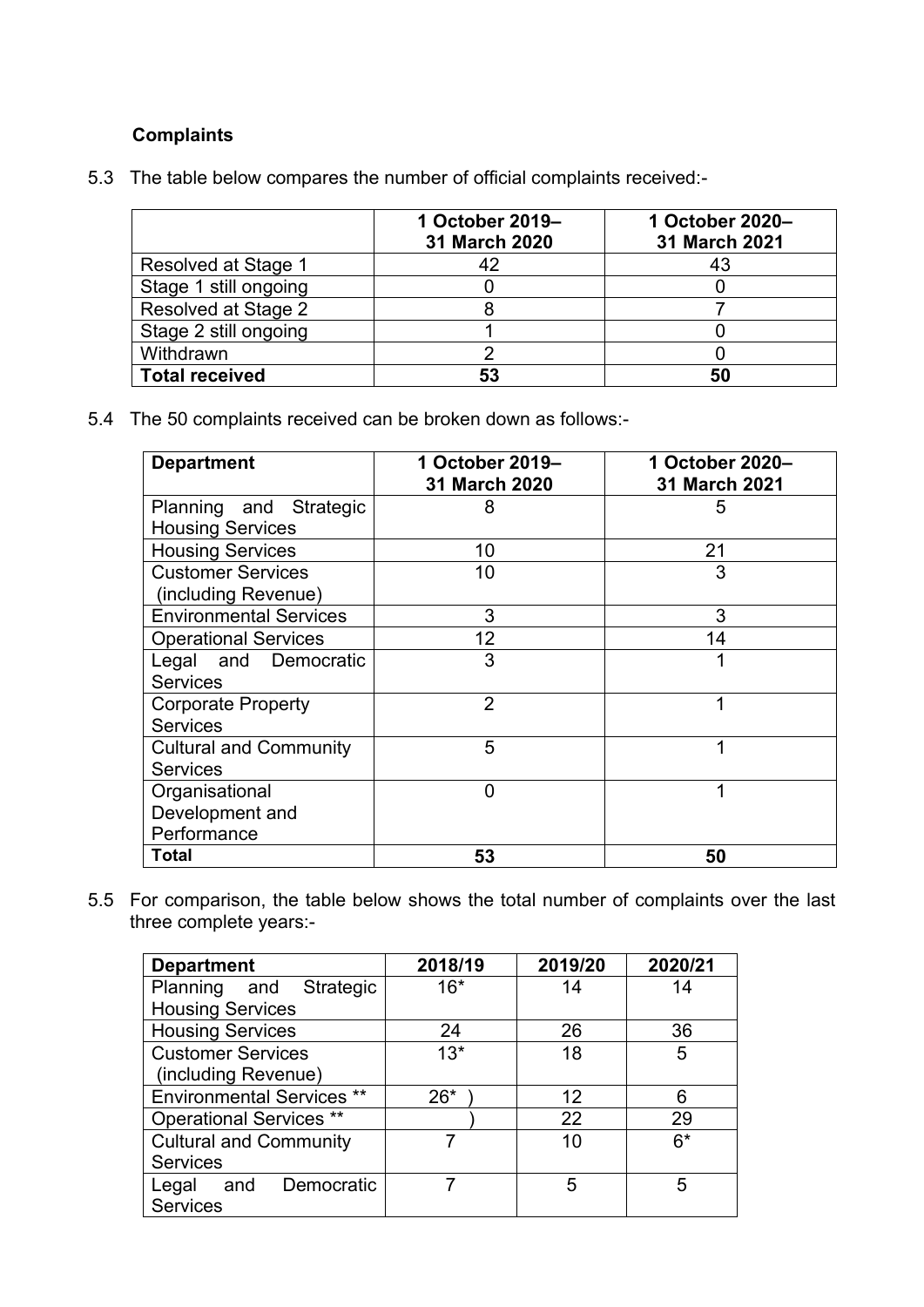**Complaints**

5.3 The table below compares the number of official complaints received:-

| | 1 October 2019–31 March 2020 | 1 October 2020–31 March 2021 |
|---|---|---|
| Resolved at Stage 1 | 42 | 43 |
| Stage 1 still ongoing | 0 | 0 |
| Resolved at Stage 2 | 8 | 7 |
| Stage 2 still ongoing | 1 | 0 |
| Withdrawn | 2 | 0 |
| **Total received** | **53** | **50** |

5.4 The 50 complaints received can be broken down as follows:-

| Department | 1 October 2019–31 March 2020 | 1 October 2020–31 March 2021 |
|---|---|---|
| Planning and Strategic Housing Services | 8 | 5 |
| Housing Services | 10 | 21 |
| Customer Services (including Revenue) | 10 | 3 |
| Environmental Services | 3 | 3 |
| Operational Services | 12 | 14 |
| Legal and Democratic Services | 3 | 1 |
| Corporate Property Services | 2 | 1 |
| Cultural and Community Services | 5 | 1 |
| Organisational Development and Performance | 0 | 1 |
| **Total** | **53** | **50** |

5.5 For comparison, the table below shows the total number of complaints over the last three complete years:-

| Department | 2018/19 | 2019/20 | 2020/21 |
|---|---|---|---|
| Planning and Strategic Housing Services | 16* | 14 | 14 |
| Housing Services | 24 | 26 | 36 |
| Customer Services (including Revenue) | 13* | 18 | 5 |
| Environmental Services ** | 26* ) | 12 | 6 |
| Operational Services ** | ) | 22 | 29 |
| Cultural and Community Services | 7 | 10 | 6* |
| Legal and Democratic Services | 7 | 5 | 5 |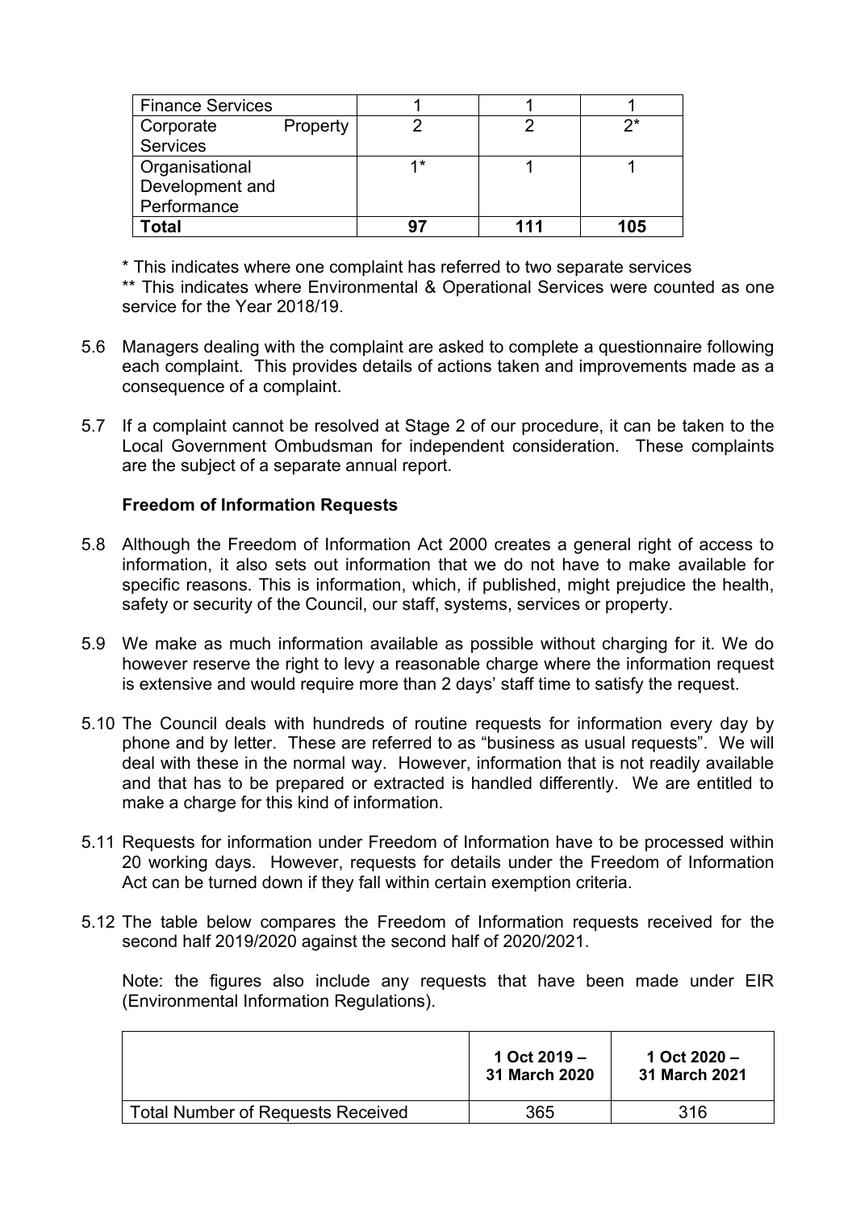| Finance Services | 1 | 1 | 1 |
|---|---|---|---|
| Corporate Property Services | 2 | 2 | 2* |
| Organisational Development and Performance | 1* | 1 | 1 |
| **Total** | **97** | **111** | **105** |

\* This indicates where one complaint has referred to two separate services

\*\* This indicates where Environmental & Operational Services were counted as one service for the Year 2018/19.

5.6 Managers dealing with the complaint are asked to complete a questionnaire following each complaint. This provides details of actions taken and improvements made as a consequence of a complaint.

5.7 If a complaint cannot be resolved at Stage 2 of our procedure, it can be taken to the Local Government Ombudsman for independent consideration. These complaints are the subject of a separate annual report.

**Freedom of Information Requests**

5.8 Although the Freedom of Information Act 2000 creates a general right of access to information, it also sets out information that we do not have to make available for specific reasons. This is information, which, if published, might prejudice the health, safety or security of the Council, our staff, systems, services or property.

5.9 We make as much information available as possible without charging for it. We do however reserve the right to levy a reasonable charge where the information request is extensive and would require more than 2 days' staff time to satisfy the request.

5.10 The Council deals with hundreds of routine requests for information every day by phone and by letter. These are referred to as "business as usual requests". We will deal with these in the normal way. However, information that is not readily available and that has to be prepared or extracted is handled differently. We are entitled to make a charge for this kind of information.

5.11 Requests for information under Freedom of Information have to be processed within 20 working days. However, requests for details under the Freedom of Information Act can be turned down if they fall within certain exemption criteria.

5.12 The table below compares the Freedom of Information requests received for the second half 2019/2020 against the second half of 2020/2021.

Note: the figures also include any requests that have been made under EIR (Environmental Information Regulations).

| | **1 Oct 2019 – 31 March 2020** | **1 Oct 2020 – 31 March 2021** |
|---|---|---|
| Total Number of Requests Received | 365 | 316 |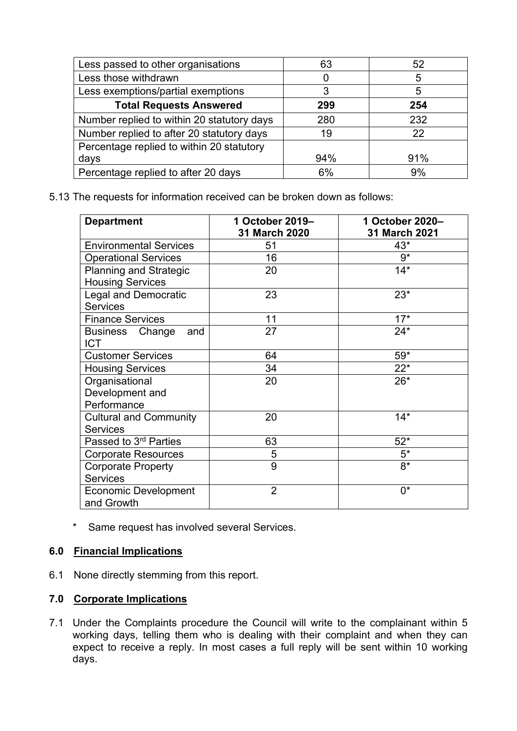| Less passed to other organisations | 63 | 52 |
|---|---|---|
| Less those withdrawn | 0 | 5 |
| Less exemptions/partial exemptions | 3 | 5 |
| **Total Requests Answered** | **299** | **254** |
| Number replied to within 20 statutory days | 280 | 232 |
| Number replied to after 20 statutory days | 19 | 22 |
| Percentage replied to within 20 statutory days | 94% | 91% |
| Percentage replied to after 20 days | 6% | 9% |

5.13 The requests for information received can be broken down as follows:

| Department | 1 October 2019–31 March 2020 | 1 October 2020–31 March 2021 |
|---|---|---|
| Environmental Services | 51 | 43* |
| Operational Services | 16 | 9* |
| Planning and Strategic Housing Services | 20 | 14* |
| Legal and Democratic Services | 23 | 23* |
| Finance Services | 11 | 17* |
| Business Change and ICT | 27 | 24* |
| Customer Services | 64 | 59* |
| Housing Services | 34 | 22* |
| Organisational Development and Performance | 20 | 26* |
| Cultural and Community Services | 20 | 14* |
| Passed to 3rd Parties | 63 | 52* |
| Corporate Resources | 5 | 5* |
| Corporate Property Services | 9 | 8* |
| Economic Development and Growth | 2 | 0* |

\* Same request has involved several Services.

## 6.0 Financial Implications

6.1 None directly stemming from this report.

## 7.0 Corporate Implications

7.1 Under the Complaints procedure the Council will write to the complainant within 5 working days, telling them who is dealing with their complaint and when they can expect to receive a reply. In most cases a full reply will be sent within 10 working days.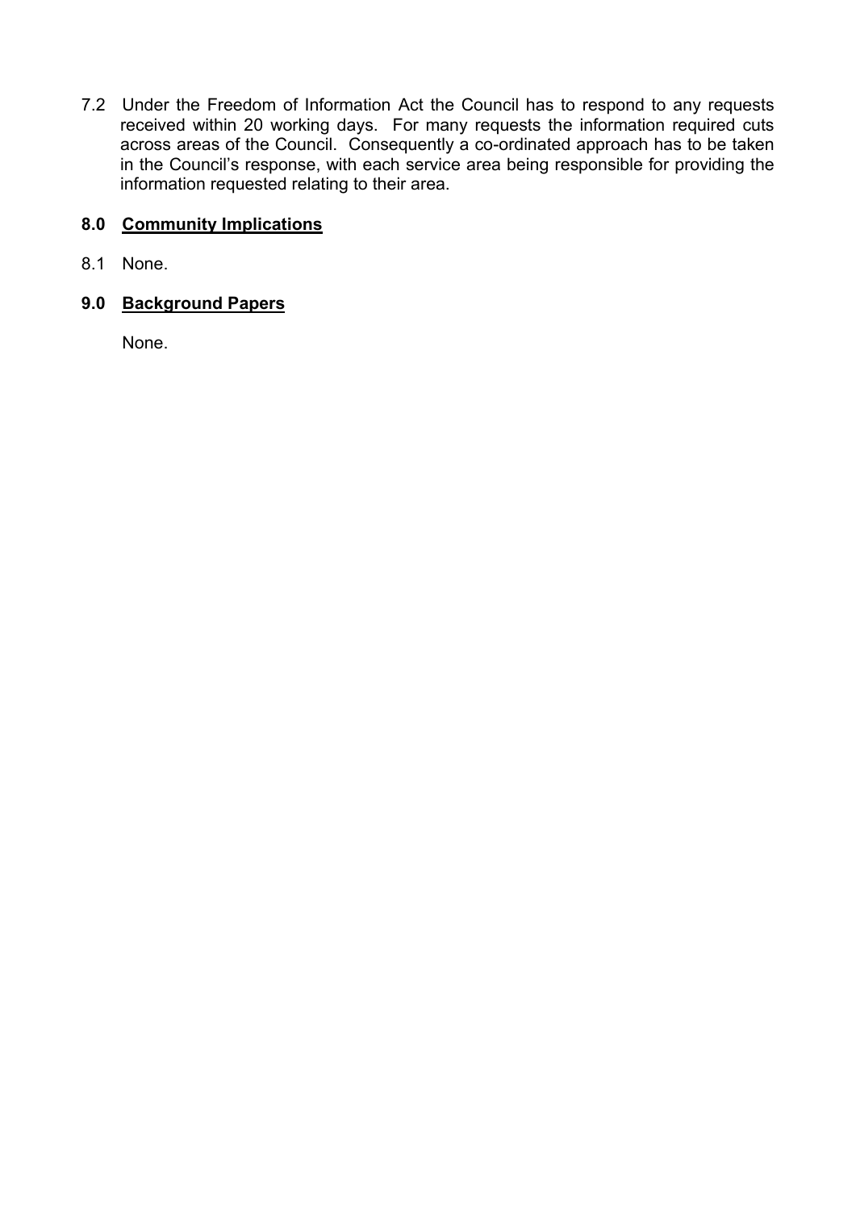7.2 Under the Freedom of Information Act the Council has to respond to any requests received within 20 working days. For many requests the information required cuts across areas of the Council. Consequently a co-ordinated approach has to be taken in the Council's response, with each service area being responsible for providing the information requested relating to their area.

## 8.0 Community Implications

8.1 None.

## 9.0 Background Papers

None.